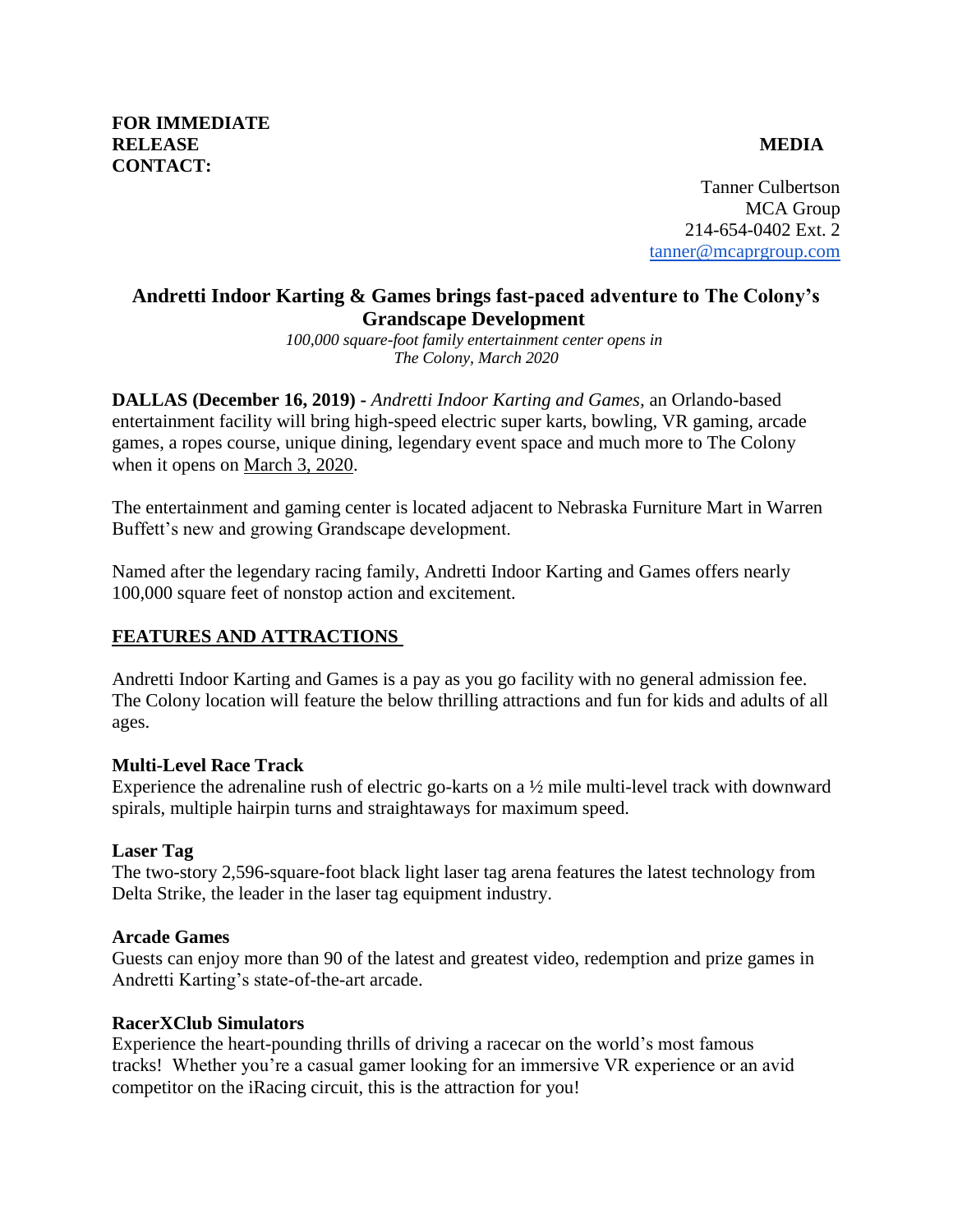**FOR IMMEDIATE RELEASE**

**MEDIA CONTACT:**

Tanner Culbertson
MCA Group
214-654-0402 Ext. 2
tanner@mcaprgroup.com

## Andretti Indoor Karting & Games brings fast-paced adventure to The Colony's Grandscape Development

*100,000 square-foot family entertainment center opens in The Colony, March 2020*

**DALLAS (December 16, 2019) -** *Andretti Indoor Karting and Games*, an Orlando-based entertainment facility will bring high-speed electric super karts, bowling, VR gaming, arcade games, a ropes course, unique dining, legendary event space and much more to The Colony when it opens on March 3, 2020.

The entertainment and gaming center is located adjacent to Nebraska Furniture Mart in Warren Buffett's new and growing Grandscape development.

Named after the legendary racing family, Andretti Indoor Karting and Games offers nearly 100,000 square feet of nonstop action and excitement.

### FEATURES AND ATTRACTIONS

Andretti Indoor Karting and Games is a pay as you go facility with no general admission fee. The Colony location will feature the below thrilling attractions and fun for kids and adults of all ages.

**Multi-Level Race Track**
Experience the adrenaline rush of electric go-karts on a ½ mile multi-level track with downward spirals, multiple hairpin turns and straightaways for maximum speed.

**Laser Tag**
The two-story 2,596-square-foot black light laser tag arena features the latest technology from Delta Strike, the leader in the laser tag equipment industry.

**Arcade Games**
Guests can enjoy more than 90 of the latest and greatest video, redemption and prize games in Andretti Karting's state-of-the-art arcade.

**RacerXClub Simulators**
Experience the heart-pounding thrills of driving a racecar on the world's most famous tracks! Whether you're a casual gamer looking for an immersive VR experience or an avid competitor on the iRacing circuit, this is the attraction for you!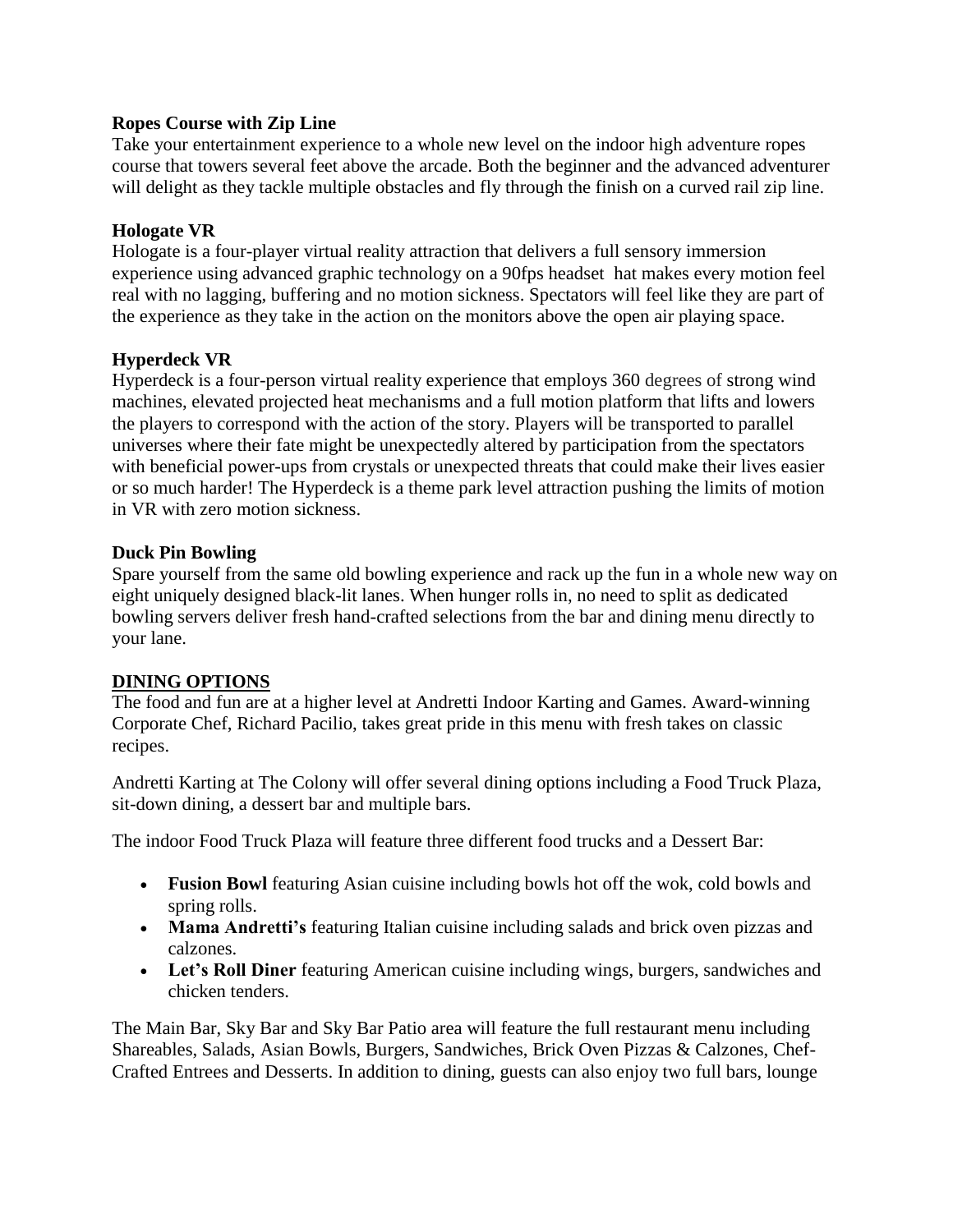**Ropes Course with Zip Line**

Take your entertainment experience to a whole new level on the indoor high adventure ropes course that towers several feet above the arcade. Both the beginner and the advanced adventurer will delight as they tackle multiple obstacles and fly through the finish on a curved rail zip line.

**Hologate VR**

Hologate is a four-player virtual reality attraction that delivers a full sensory immersion experience using advanced graphic technology on a 90fps headset hat makes every motion feel real with no lagging, buffering and no motion sickness. Spectators will feel like they are part of the experience as they take in the action on the monitors above the open air playing space.

**Hyperdeck VR**

Hyperdeck is a four-person virtual reality experience that employs 360 degrees of strong wind machines, elevated projected heat mechanisms and a full motion platform that lifts and lowers the players to correspond with the action of the story. Players will be transported to parallel universes where their fate might be unexpectedly altered by participation from the spectators with beneficial power-ups from crystals or unexpected threats that could make their lives easier or so much harder! The Hyperdeck is a theme park level attraction pushing the limits of motion in VR with zero motion sickness.

**Duck Pin Bowling**

Spare yourself from the same old bowling experience and rack up the fun in a whole new way on eight uniquely designed black-lit lanes. When hunger rolls in, no need to split as dedicated bowling servers deliver fresh hand-crafted selections from the bar and dining menu directly to your lane.

**DINING OPTIONS**

The food and fun are at a higher level at Andretti Indoor Karting and Games. Award-winning Corporate Chef, Richard Pacilio, takes great pride in this menu with fresh takes on classic recipes.

Andretti Karting at The Colony will offer several dining options including a Food Truck Plaza, sit-down dining, a dessert bar and multiple bars.

The indoor Food Truck Plaza will feature three different food trucks and a Dessert Bar:

- **Fusion Bowl** featuring Asian cuisine including bowls hot off the wok, cold bowls and spring rolls.
- **Mama Andretti's** featuring Italian cuisine including salads and brick oven pizzas and calzones.
- **Let's Roll Diner** featuring American cuisine including wings, burgers, sandwiches and chicken tenders.

The Main Bar, Sky Bar and Sky Bar Patio area will feature the full restaurant menu including Shareables, Salads, Asian Bowls, Burgers, Sandwiches, Brick Oven Pizzas & Calzones, Chef-Crafted Entrees and Desserts. In addition to dining, guests can also enjoy two full bars, lounge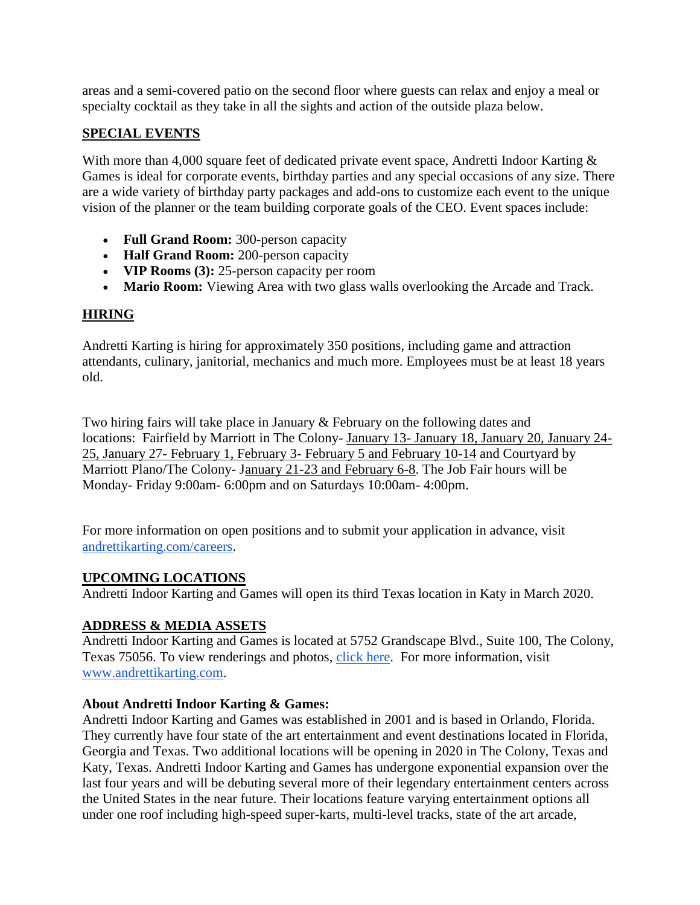areas and a semi-covered patio on the second floor where guests can relax and enjoy a meal or specialty cocktail as they take in all the sights and action of the outside plaza below.

## SPECIAL EVENTS

With more than 4,000 square feet of dedicated private event space, Andretti Indoor Karting & Games is ideal for corporate events, birthday parties and any special occasions of any size. There are a wide variety of birthday party packages and add-ons to customize each event to the unique vision of the planner or the team building corporate goals of the CEO. Event spaces include:

- **Full Grand Room:** 300-person capacity
- **Half Grand Room:** 200-person capacity
- **VIP Rooms (3):** 25-person capacity per room
- **Mario Room:** Viewing Area with two glass walls overlooking the Arcade and Track.

## HIRING

Andretti Karting is hiring for approximately 350 positions, including game and attraction attendants, culinary, janitorial, mechanics and much more. Employees must be at least 18 years old.

Two hiring fairs will take place in January & February on the following dates and locations: Fairfield by Marriott in The Colony- January 13- January 18, January 20, January 24-25, January 27- February 1, February 3- February 5 and February 10-14 and Courtyard by Marriott Plano/The Colony- January 21-23 and February 6-8. The Job Fair hours will be Monday- Friday 9:00am- 6:00pm and on Saturdays 10:00am- 4:00pm.

For more information on open positions and to submit your application in advance, visit andrettikarting.com/careers.

## UPCOMING LOCATIONS

Andretti Indoor Karting and Games will open its third Texas location in Katy in March 2020.

## ADDRESS & MEDIA ASSETS

Andretti Indoor Karting and Games is located at 5752 Grandscape Blvd., Suite 100, The Colony, Texas 75056. To view renderings and photos, click here. For more information, visit www.andrettikarting.com.

**About Andretti Indoor Karting & Games:**
Andretti Indoor Karting and Games was established in 2001 and is based in Orlando, Florida. They currently have four state of the art entertainment and event destinations located in Florida, Georgia and Texas. Two additional locations will be opening in 2020 in The Colony, Texas and Katy, Texas. Andretti Indoor Karting and Games has undergone exponential expansion over the last four years and will be debuting several more of their legendary entertainment centers across the United States in the near future. Their locations feature varying entertainment options all under one roof including high-speed super-karts, multi-level tracks, state of the art arcade,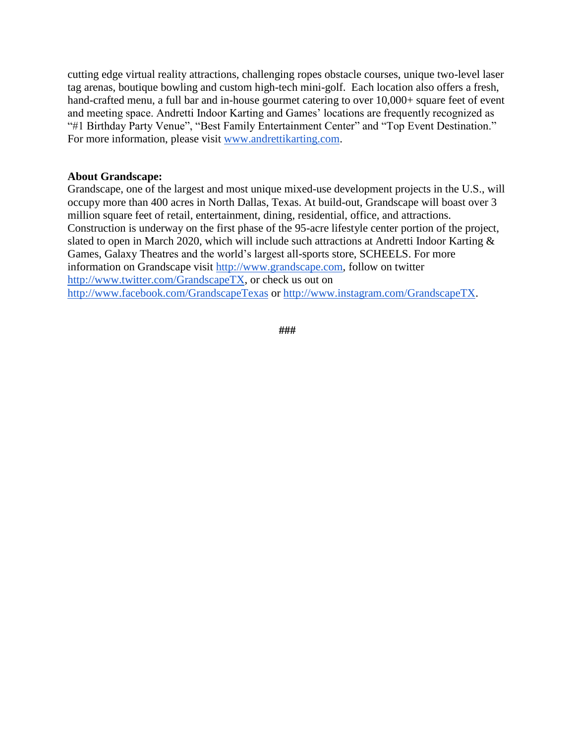cutting edge virtual reality attractions, challenging ropes obstacle courses, unique two-level laser tag arenas, boutique bowling and custom high-tech mini-golf. Each location also offers a fresh, hand-crafted menu, a full bar and in-house gourmet catering to over 10,000+ square feet of event and meeting space. Andretti Indoor Karting and Games' locations are frequently recognized as "#1 Birthday Party Venue", "Best Family Entertainment Center" and "Top Event Destination." For more information, please visit [www.andrettikarting.com](http://www.andrettikarting.com).

**About Grandscape:**

Grandscape, one of the largest and most unique mixed-use development projects in the U.S., will occupy more than 400 acres in North Dallas, Texas. At build-out, Grandscape will boast over 3 million square feet of retail, entertainment, dining, residential, office, and attractions. Construction is underway on the first phase of the 95-acre lifestyle center portion of the project, slated to open in March 2020, which will include such attractions at Andretti Indoor Karting & Games, Galaxy Theatres and the world's largest all-sports store, SCHEELS. For more information on Grandscape visit [http://www.grandscape.com](http://www.grandscape.com), follow on twitter [http://www.twitter.com/GrandscapeTX](http://www.twitter.com/GrandscapeTX), or check us out on [http://www.facebook.com/GrandscapeTexas](http://www.facebook.com/GrandscapeTexas) or [http://www.instagram.com/GrandscapeTX](http://www.instagram.com/GrandscapeTX).

###